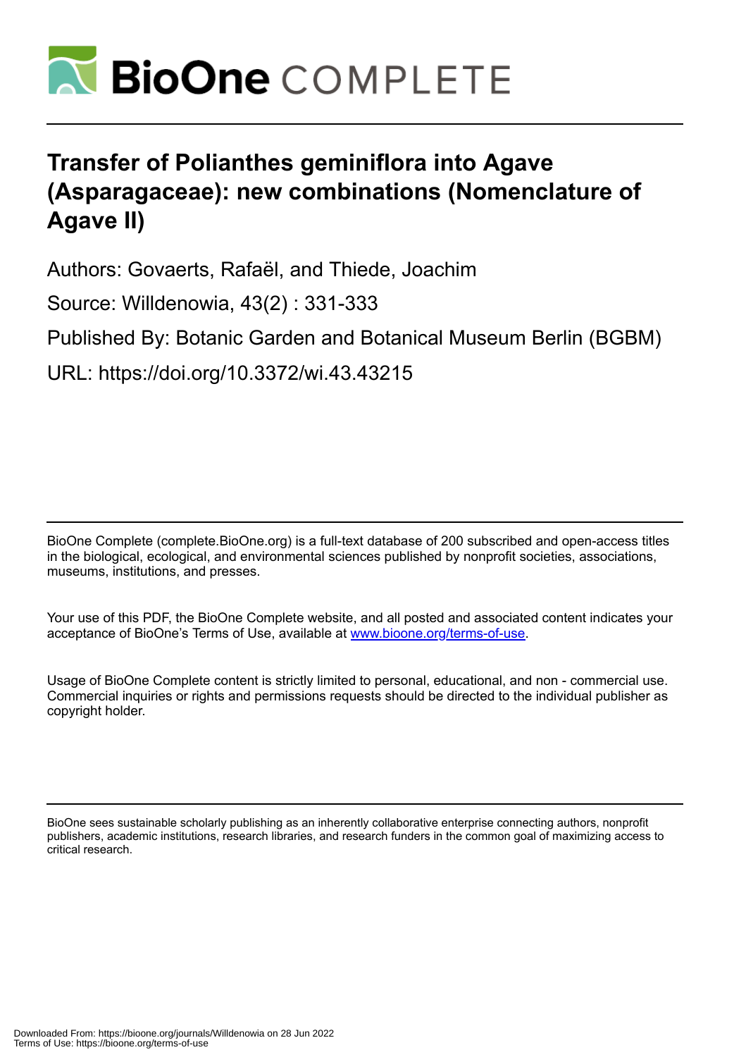# Transfer of Polianthes geminiflora into Agave (Asparagaceae): new combinations (Nomenclature of Agave II)

Authors: Govaerts, Rafaël, and Thiede, Joachim

Source: Willdenowia, 43(2) : 331-333

Published By: Botanic Garden and Botanical Museum Berlin (BGBM)

URL: https://doi.org/10.3372/wi.43.43215

BioOne Complete (complete.BioOne.org) is a full-text database of 200 subscribed and open-access titles in the biological, ecological, and environmental sciences published by nonprofit societies, associations, museums, institutions, and presses.

Your use of this PDF, the BioOne Complete website, and all posted and associated content indicates your acceptance of BioOne's Terms of Use, available at www.bioone.org/terms-of-use.

Usage of BioOne Complete content is strictly limited to personal, educational, and non - commercial use. Commercial inquiries or rights and permissions requests should be directed to the individual publisher as copyright holder.

BioOne sees sustainable scholarly publishing as an inherently collaborative enterprise connecting authors, nonprofit publishers, academic institutions, research libraries, and research funders in the common goal of maximizing access to critical research.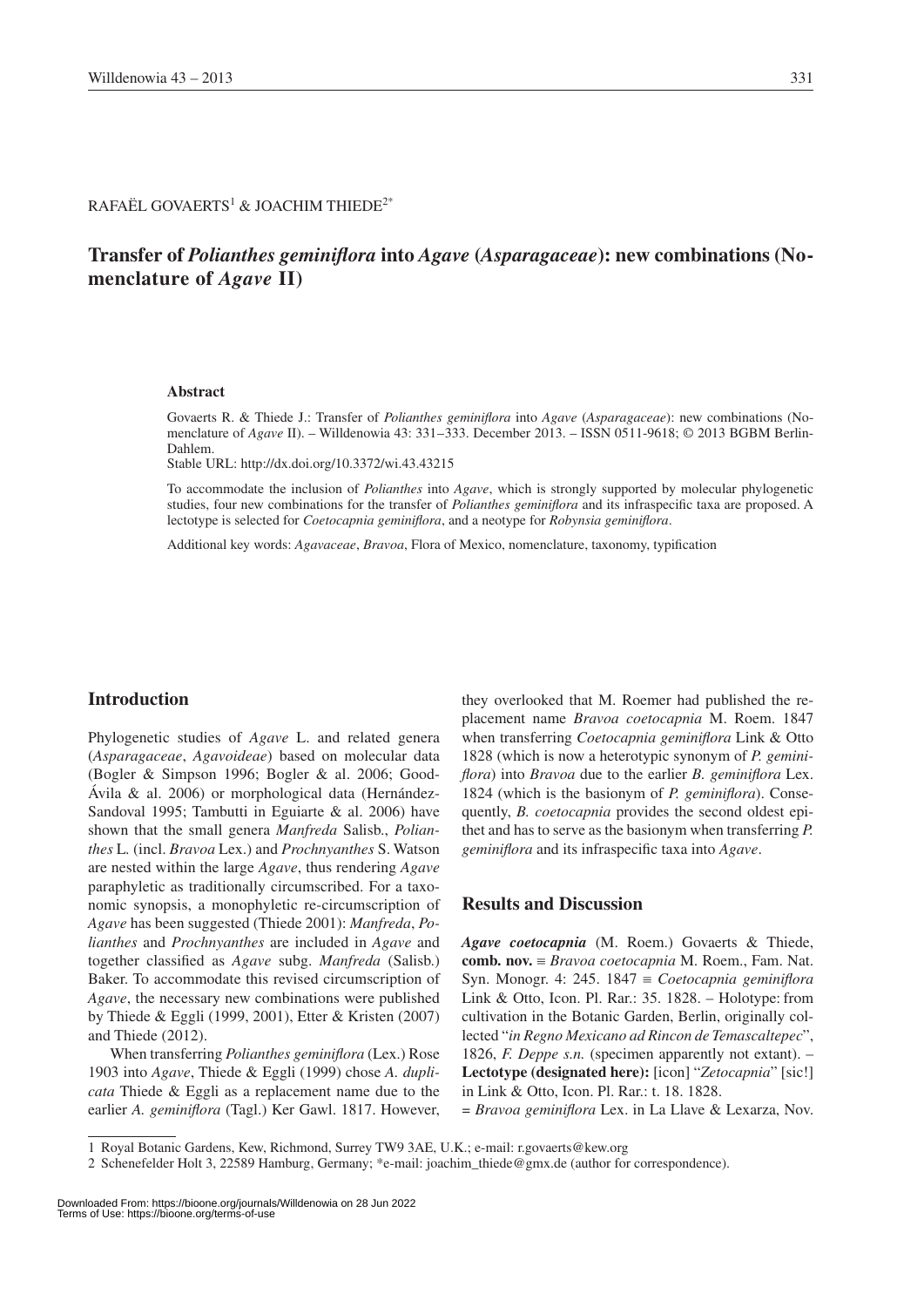RAFAËL GOVAERTS[1] & JOACHIM THIEDE[2*]

# Transfer of *Polianthes geminiflora* into *Agave* (*Asparagaceae*): new combinations (Nomenclature of *Agave* II)

### Abstract

Govaerts R. & Thiede J.: Transfer of *Polianthes geminiflora* into *Agave* (*Asparagaceae*): new combinations (Nomenclature of *Agave* II). – Willdenowia 43: 331–333. December 2013. – ISSN 0511-9618; © 2013 BGBM Berlin-Dahlem.
Stable URL: http://dx.doi.org/10.3372/wi.43.43215

To accommodate the inclusion of *Polianthes* into *Agave*, which is strongly supported by molecular phylogenetic studies, four new combinations for the transfer of *Polianthes geminiflora* and its infraspecific taxa are proposed. A lectotype is selected for *Coetocapnia geminiflora*, and a neotype for *Robynsia geminiflora*.

Additional key words: *Agavaceae*, *Bravoa*, Flora of Mexico, nomenclature, taxonomy, typification

## Introduction

Phylogenetic studies of *Agave* L. and related genera (*Asparagaceae*, *Agavoideae*) based on molecular data (Bogler & Simpson 1996; Bogler & al. 2006; Good-Ávila & al. 2006) or morphological data (Hernández-Sandoval 1995; Tambutti in Eguiarte & al. 2006) have shown that the small genera *Manfreda* Salisb., *Polianthes* L. (incl. *Bravoa* Lex.) and *Prochnyanthes* S. Watson are nested within the large *Agave*, thus rendering *Agave* paraphyletic as traditionally circumscribed. For a taxonomic synopsis, a monophyletic re-circumscription of *Agave* has been suggested (Thiede 2001): *Manfreda*, *Polianthes* and *Prochnyanthes* are included in *Agave* and together classified as *Agave* subg. *Manfreda* (Salisb.) Baker. To accommodate this revised circumscription of *Agave*, the necessary new combinations were published by Thiede & Eggli (1999, 2001), Etter & Kristen (2007) and Thiede (2012).

When transferring *Polianthes geminiflora* (Lex.) Rose 1903 into *Agave*, Thiede & Eggli (1999) chose *A. duplicata* Thiede & Eggli as a replacement name due to the earlier *A. geminiflora* (Tagl.) Ker Gawl. 1817. However, they overlooked that M. Roemer had published the replacement name *Bravoa coetocapnia* M. Roem. 1847 when transferring *Coetocapnia geminiflora* Link & Otto 1828 (which is now a heterotypic synonym of *P. geminiflora*) into *Bravoa* due to the earlier *B. geminiflora* Lex. 1824 (which is the basionym of *P. geminiflora*). Consequently, *B. coetocapnia* provides the second oldest epithet and has to serve as the basionym when transferring *P. geminiflora* and its infraspecific taxa into *Agave*.

## Results and Discussion

***Agave coetocapnia*** (M. Roem.) Govaerts & Thiede, **comb. nov.** ≡ *Bravoa coetocapnia* M. Roem., Fam. Nat. Syn. Monogr. 4: 245. 1847 ≡ *Coetocapnia geminiflora* Link & Otto, Icon. Pl. Rar.: 35. 1828. – Holotype: from cultivation in the Botanic Garden, Berlin, originally collected "*in Regno Mexicano ad Rincon de Temascaltepec*", 1826, *F. Deppe s.n.* (specimen apparently not extant). – **Lectotype (designated here):** [icon] "*Zetocapnia*" [sic!] in Link & Otto, Icon. Pl. Rar.: t. 18. 1828.
= *Bravoa geminiflora* Lex. in La Llave & Lexarza, Nov.

---

1 Royal Botanic Gardens, Kew, Richmond, Surrey TW9 3AE, U.K.; e-mail: r.govaerts@kew.org
2 Schenefelder Holt 3, 22589 Hamburg, Germany; *e-mail: joachim_thiede@gmx.de (author for correspondence).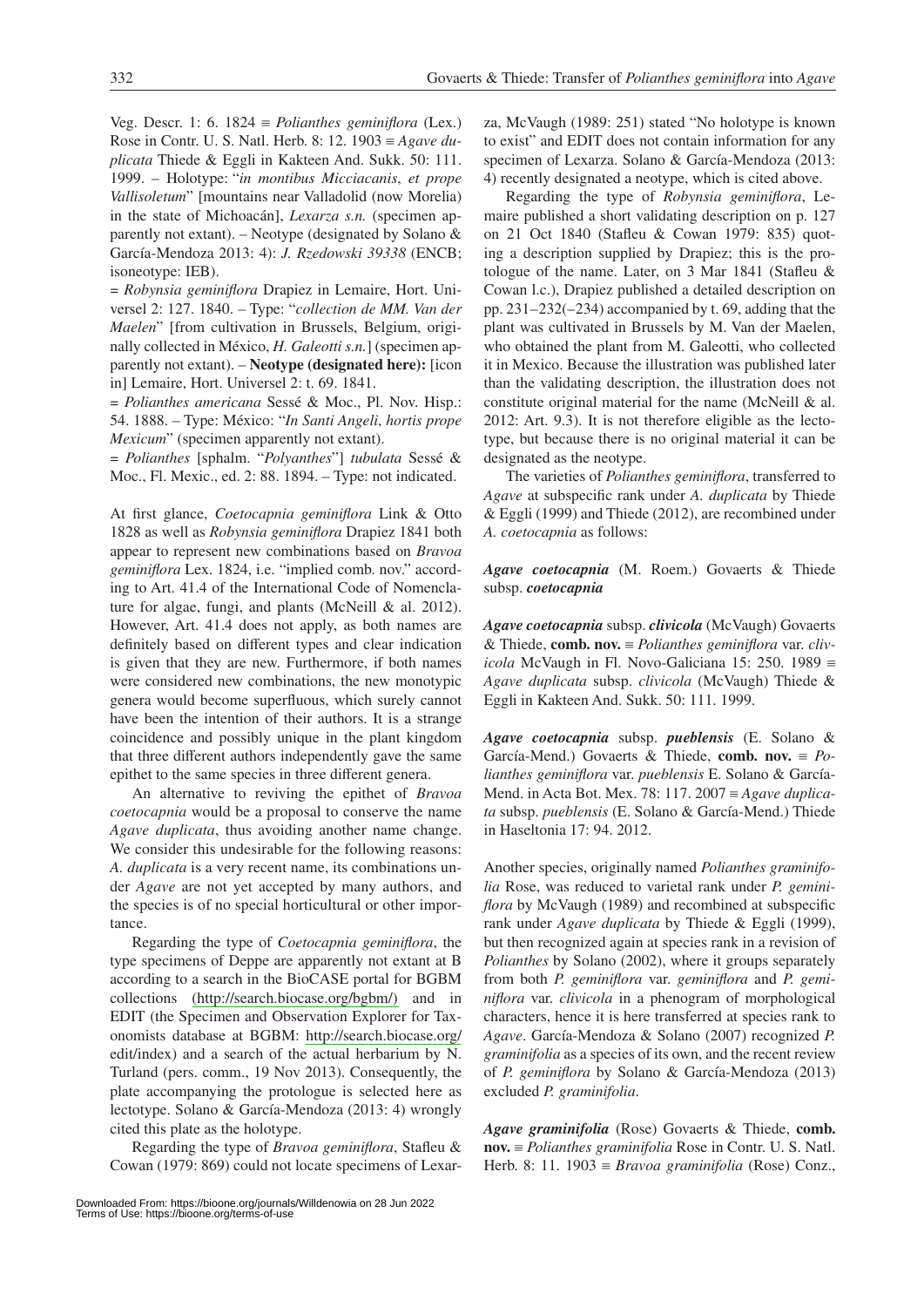Veg. Descr. 1: 6. 1824 ≡ *Polianthes geminiflora* (Lex.) Rose in Contr. U. S. Natl. Herb. 8: 12. 1903 ≡ *Agave duplicata* Thiede & Eggli in Kakteen And. Sukk. 50: 111. 1999. – Holotype: "*in montibus Micciacanis*, *et prope Vallisoletum*" [mountains near Valladolid (now Morelia) in the state of Michoacán], *Lexarza s.n.* (specimen apparently not extant). – Neotype (designated by Solano & García-Mendoza 2013: 4): *J. Rzedowski 39338* (ENCB; isoneotype: IEB).

= *Robynsia geminiflora* Drapiez in Lemaire, Hort. Universel 2: 127. 1840. – Type: "*collection de MM. Van der Maelen*" [from cultivation in Brussels, Belgium, originally collected in México, *H. Galeotti s.n.*] (specimen apparently not extant). – **Neotype (designated here):** [icon in] Lemaire, Hort. Universel 2: t. 69. 1841.

= *Polianthes americana* Sessé & Moc., Pl. Nov. Hisp.: 54. 1888. – Type: México: "*In Santi Angeli*, *hortis prope Mexicum*" (specimen apparently not extant).

= *Polianthes* [sphalm. "*Polyanthes*"] *tubulata* Sessé & Moc., Fl. Mexic., ed. 2: 88. 1894. – Type: not indicated.

At first glance, *Coetocapnia geminiflora* Link & Otto 1828 as well as *Robynsia geminiflora* Drapiez 1841 both appear to represent new combinations based on *Bravoa geminiflora* Lex. 1824, i.e. "implied comb. nov." according to Art. 41.4 of the International Code of Nomenclature for algae, fungi, and plants (McNeill & al. 2012). However, Art. 41.4 does not apply, as both names are definitely based on different types and clear indication is given that they are new. Furthermore, if both names were considered new combinations, the new monotypic genera would become superfluous, which surely cannot have been the intention of their authors. It is a strange coincidence and possibly unique in the plant kingdom that three different authors independently gave the same epithet to the same species in three different genera.

An alternative to reviving the epithet of *Bravoa coetocapnia* would be a proposal to conserve the name *Agave duplicata*, thus avoiding another name change. We consider this undesirable for the following reasons: *A. duplicata* is a very recent name, its combinations under *Agave* are not yet accepted by many authors, and the species is of no special horticultural or other importance.

Regarding the type of *Coetocapnia geminiflora*, the type specimens of Deppe are apparently not extant at B according to a search in the BioCASE portal for BGBM collections (http://search.biocase.org/bgbm/) and in EDIT (the Specimen and Observation Explorer for Taxonomists database at BGBM: http://search.biocase.org/edit/index) and a search of the actual herbarium by N. Turland (pers. comm., 19 Nov 2013). Consequently, the plate accompanying the protologue is selected here as lectotype. Solano & García-Mendoza (2013: 4) wrongly cited this plate as the holotype.

Regarding the type of *Bravoa geminiflora*, Stafleu & Cowan (1979: 869) could not locate specimens of Lexarza, McVaugh (1989: 251) stated "No holotype is known to exist" and EDIT does not contain information for any specimen of Lexarza. Solano & García-Mendoza (2013: 4) recently designated a neotype, which is cited above.

Regarding the type of *Robynsia geminiflora*, Lemaire published a short validating description on p. 127 on 21 Oct 1840 (Stafleu & Cowan 1979: 835) quoting a description supplied by Drapiez; this is the protologue of the name. Later, on 3 Mar 1841 (Stafleu & Cowan l.c.), Drapiez published a detailed description on pp. 231–232(–234) accompanied by t. 69, adding that the plant was cultivated in Brussels by M. Van der Maelen, who obtained the plant from M. Galeotti, who collected it in Mexico. Because the illustration was published later than the validating description, the illustration does not constitute original material for the name (McNeill & al. 2012: Art. 9.3). It is not therefore eligible as the lectotype, but because there is no original material it can be designated as the neotype.

The varieties of *Polianthes geminiflora*, transferred to *Agave* at subspecific rank under *A. duplicata* by Thiede & Eggli (1999) and Thiede (2012), are recombined under *A. coetocapnia* as follows:

***Agave coetocapnia*** (M. Roem.) Govaerts & Thiede subsp. ***coetocapnia***

***Agave coetocapnia*** subsp. ***clivicola*** (McVaugh) Govaerts & Thiede, **comb. nov.** ≡ *Polianthes geminiflora* var. *clivicola* McVaugh in Fl. Novo-Galiciana 15: 250. 1989 ≡ *Agave duplicata* subsp. *clivicola* (McVaugh) Thiede & Eggli in Kakteen And. Sukk. 50: 111. 1999.

***Agave coetocapnia*** subsp. ***pueblensis*** (E. Solano & García-Mend.) Govaerts & Thiede, **comb. nov.** ≡ *Polianthes geminiflora* var. *pueblensis* E. Solano & García-Mend. in Acta Bot. Mex. 78: 117. 2007 ≡ *Agave duplicata* subsp. *pueblensis* (E. Solano & García-Mend.) Thiede in Haseltonia 17: 94. 2012.

Another species, originally named *Polianthes graminifolia* Rose, was reduced to varietal rank under *P. geminiflora* by McVaugh (1989) and recombined at subspecific rank under *Agave duplicata* by Thiede & Eggli (1999), but then recognized again at species rank in a revision of *Polianthes* by Solano (2002), where it groups separately from both *P. geminiflora* var. *geminiflora* and *P. geminiflora* var. *clivicola* in a phenogram of morphological characters, hence it is here transferred at species rank to *Agave*. García-Mendoza & Solano (2007) recognized *P. graminifolia* as a species of its own, and the recent review of *P. geminiflora* by Solano & García-Mendoza (2013) excluded *P. graminifolia*.

***Agave graminifolia*** (Rose) Govaerts & Thiede, **comb. nov.** ≡ *Polianthes graminifolia* Rose in Contr. U. S. Natl. Herb. 8: 11. 1903 ≡ *Bravoa graminifolia* (Rose) Conz.,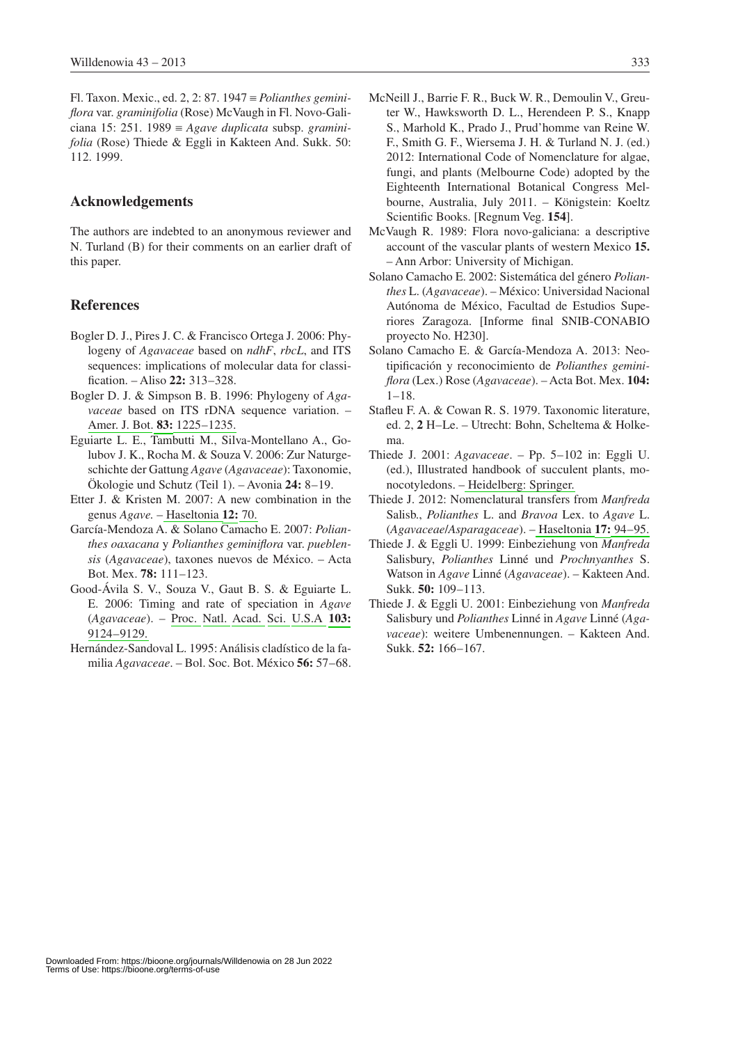Fl. Taxon. Mexic., ed. 2, 2: 87. 1947 ≡ *Polianthes geminiflora* var. *graminifolia* (Rose) McVaugh in Fl. Novo-Galiciana 15: 251. 1989 ≡ *Agave duplicata* subsp. *graminifolia* (Rose) Thiede & Eggli in Kakteen And. Sukk. 50: 112. 1999.

## Acknowledgements

The authors are indebted to an anonymous reviewer and N. Turland (B) for their comments on an earlier draft of this paper.

## References

Bogler D. J., Pires J. C. & Francisco Ortega J. 2006: Phylogeny of *Agavaceae* based on *ndhF*, *rbcL*, and ITS sequences: implications of molecular data for classification. – Aliso **22:** 313–328.

Bogler D. J. & Simpson B. B. 1996: Phylogeny of *Agavaceae* based on ITS rDNA sequence variation. – Amer. J. Bot. **83:** 1225–1235.

Eguiarte L. E., Tambutti M., Silva-Montellano A., Golubov J. K., Rocha M. & Souza V. 2006: Zur Naturgeschichte der Gattung *Agave* (*Agavaceae*): Taxonomie, Ökologie und Schutz (Teil 1). – Avonia **24:** 8–19.

Etter J. & Kristen M. 2007: A new combination in the genus *Agave*. – Haseltonia **12:** 70.

García-Mendoza A. & Solano Camacho E. 2007: *Polianthes oaxacana* y *Polianthes geminiflora* var. *pueblensis* (*Agavaceae*), taxones nuevos de México. – Acta Bot. Mex. **78:** 111–123.

Good-Ávila S. V., Souza V., Gaut B. S. & Eguiarte L. E. 2006: Timing and rate of speciation in *Agave* (*Agavaceae*). – Proc. Natl. Acad. Sci. U.S.A **103:** 9124–9129.

Hernández-Sandoval L. 1995: Análisis cladístico de la familia *Agavaceae*. – Bol. Soc. Bot. México **56:** 57–68.

McNeill J., Barrie F. R., Buck W. R., Demoulin V., Greuter W., Hawksworth D. L., Herendeen P. S., Knapp S., Marhold K., Prado J., Prud'homme van Reine W. F., Smith G. F., Wiersema J. H. & Turland N. J. (ed.) 2012: International Code of Nomenclature for algae, fungi, and plants (Melbourne Code) adopted by the Eighteenth International Botanical Congress Melbourne, Australia, July 2011. – Königstein: Koeltz Scientific Books. [Regnum Veg. **154**].

McVaugh R. 1989: Flora novo-galiciana: a descriptive account of the vascular plants of western Mexico **15.** – Ann Arbor: University of Michigan.

Solano Camacho E. 2002: Sistemática del género *Polianthes* L. (*Agavaceae*). – México: Universidad Nacional Autónoma de México, Facultad de Estudios Superiores Zaragoza. [Informe final SNIB-CONABIO proyecto No. H230].

Solano Camacho E. & García-Mendoza A. 2013: Neotipificación y reconocimiento de *Polianthes geminiflora* (Lex.) Rose (*Agavaceae*). – Acta Bot. Mex. **104:** 1–18.

Stafleu F. A. & Cowan R. S. 1979. Taxonomic literature, ed. 2, **2** H–Le. – Utrecht: Bohn, Scheltema & Holkema.

Thiede J. 2001: *Agavaceae*. – Pp. 5–102 in: Eggli U. (ed.), Illustrated handbook of succulent plants, monocotyledons. – Heidelberg: Springer.

Thiede J. 2012: Nomenclatural transfers from *Manfreda* Salisb., *Polianthes* L. and *Bravoa* Lex. to *Agave* L. (*Agavaceae*/*Asparagaceae*). – Haseltonia **17:** 94–95.

Thiede J. & Eggli U. 1999: Einbeziehung von *Manfreda* Salisbury, *Polianthes* Linné und *Prochnyanthes* S. Watson in *Agave* Linné (*Agavaceae*). – Kakteen And. Sukk. **50:** 109–113.

Thiede J. & Eggli U. 2001: Einbeziehung von *Manfreda* Salisbury und *Polianthes* Linné in *Agave* Linné (*Agavaceae*): weitere Umbenennungen. – Kakteen And. Sukk. **52:** 166–167.